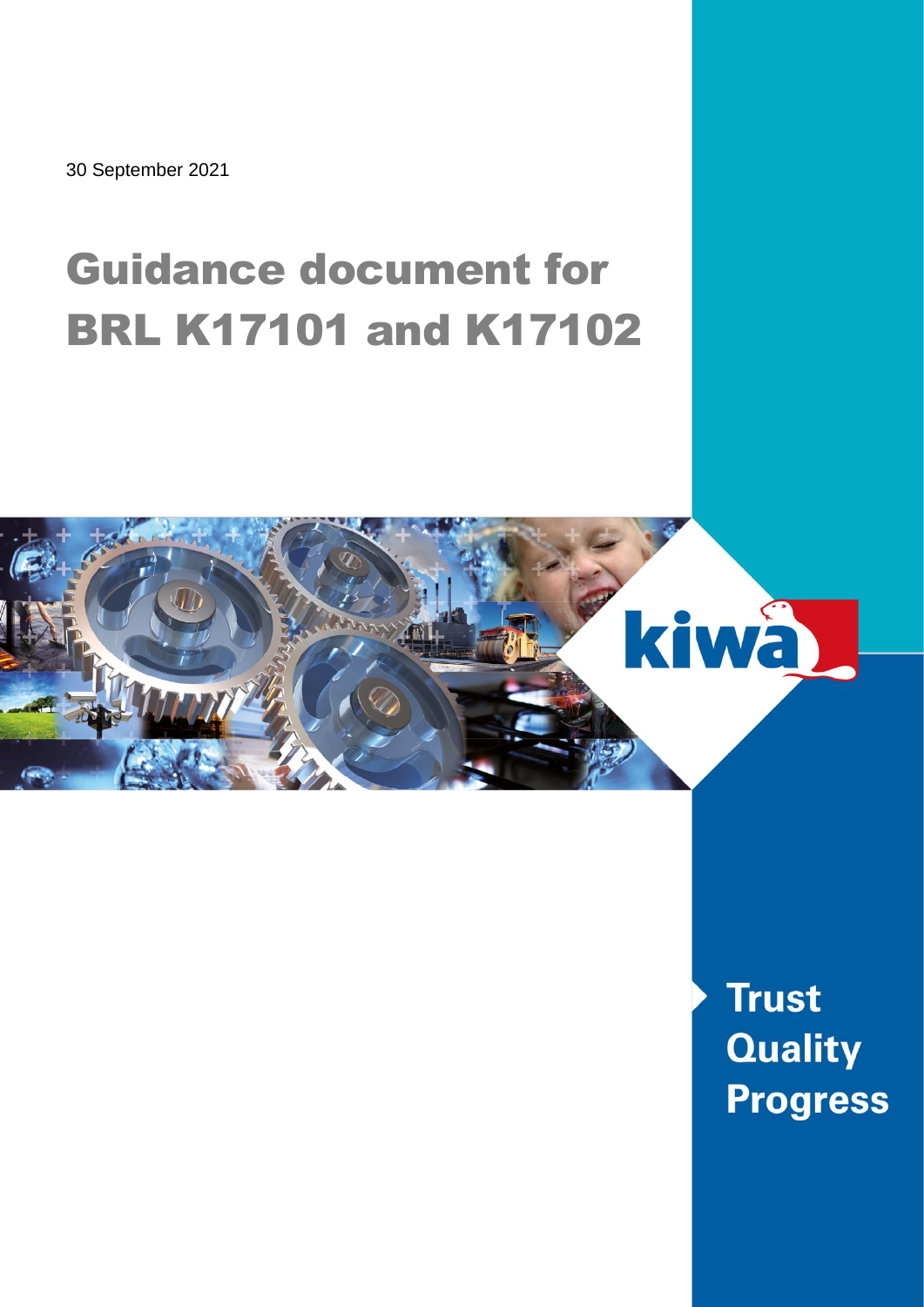30 September 2021

# Guidance document for BRL K17101 and K17102

kiwa

Trust
Quality
Progress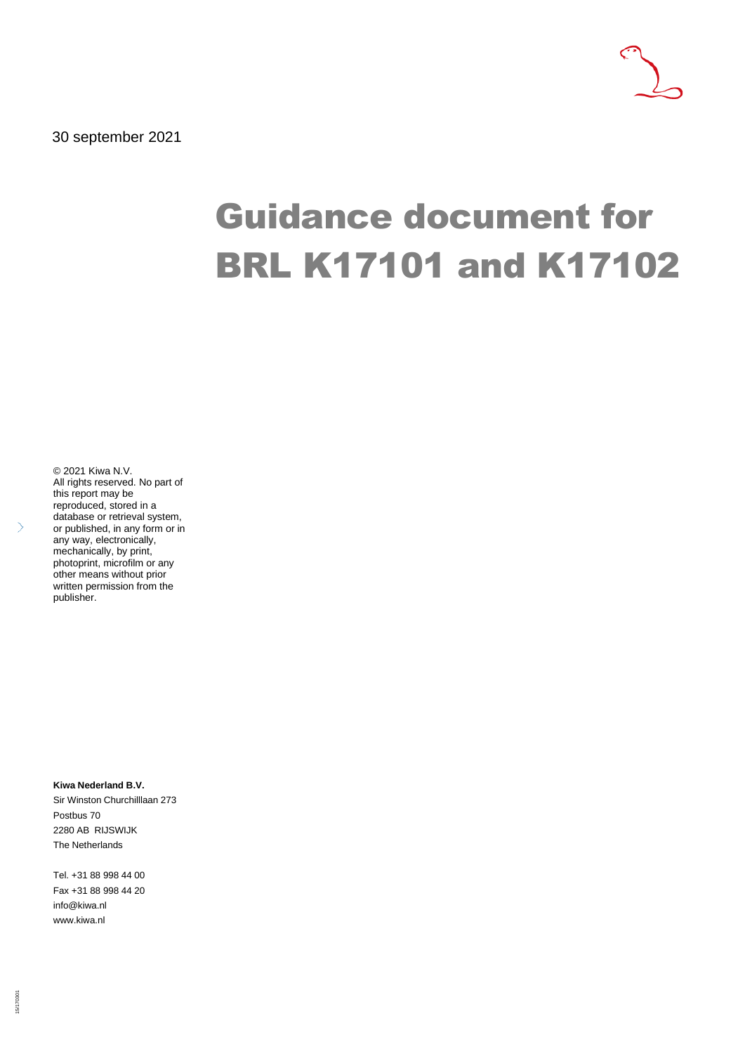30 september 2021

# Guidance document for BRL K17101 and K17102

© 2021 Kiwa N.V.
All rights reserved. No part of this report may be reproduced, stored in a database or retrieval system, or published, in any form or in any way, electronically, mechanically, by print, photoprint, microfilm or any other means without prior written permission from the publisher.

**Kiwa Nederland B.V.**
Sir Winston Churchilllaan 273
Postbus 70
2280 AB RIJSWIJK
The Netherlands

Tel. +31 88 998 44 00
Fax +31 88 998 44 20
info@kiwa.nl
www.kiwa.nl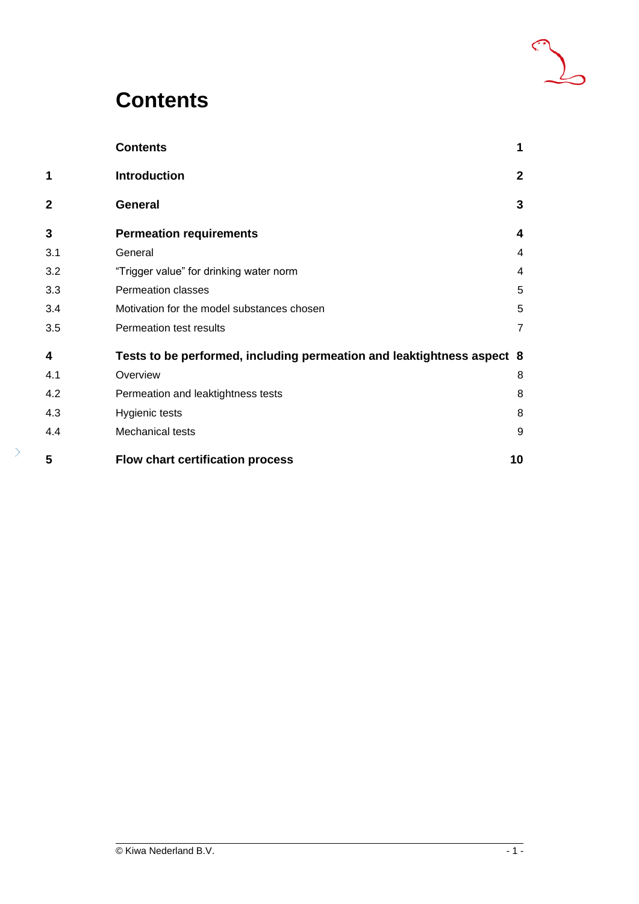# Contents

| | | |
|---|---|---|
| | **Contents** | **1** |
| **1** | **Introduction** | **2** |
| **2** | **General** | **3** |
| **3** | **Permeation requirements** | **4** |
| 3.1 | General | 4 |
| 3.2 | “Trigger value” for drinking water norm | 4 |
| 3.3 | Permeation classes | 5 |
| 3.4 | Motivation for the model substances chosen | 5 |
| 3.5 | Permeation test results | 7 |
| **4** | **Tests to be performed, including permeation and leaktightness aspect** | **8** |
| 4.1 | Overview | 8 |
| 4.2 | Permeation and leaktightness tests | 8 |
| 4.3 | Hygienic tests | 8 |
| 4.4 | Mechanical tests | 9 |
| **5** | **Flow chart certification process** | **10** |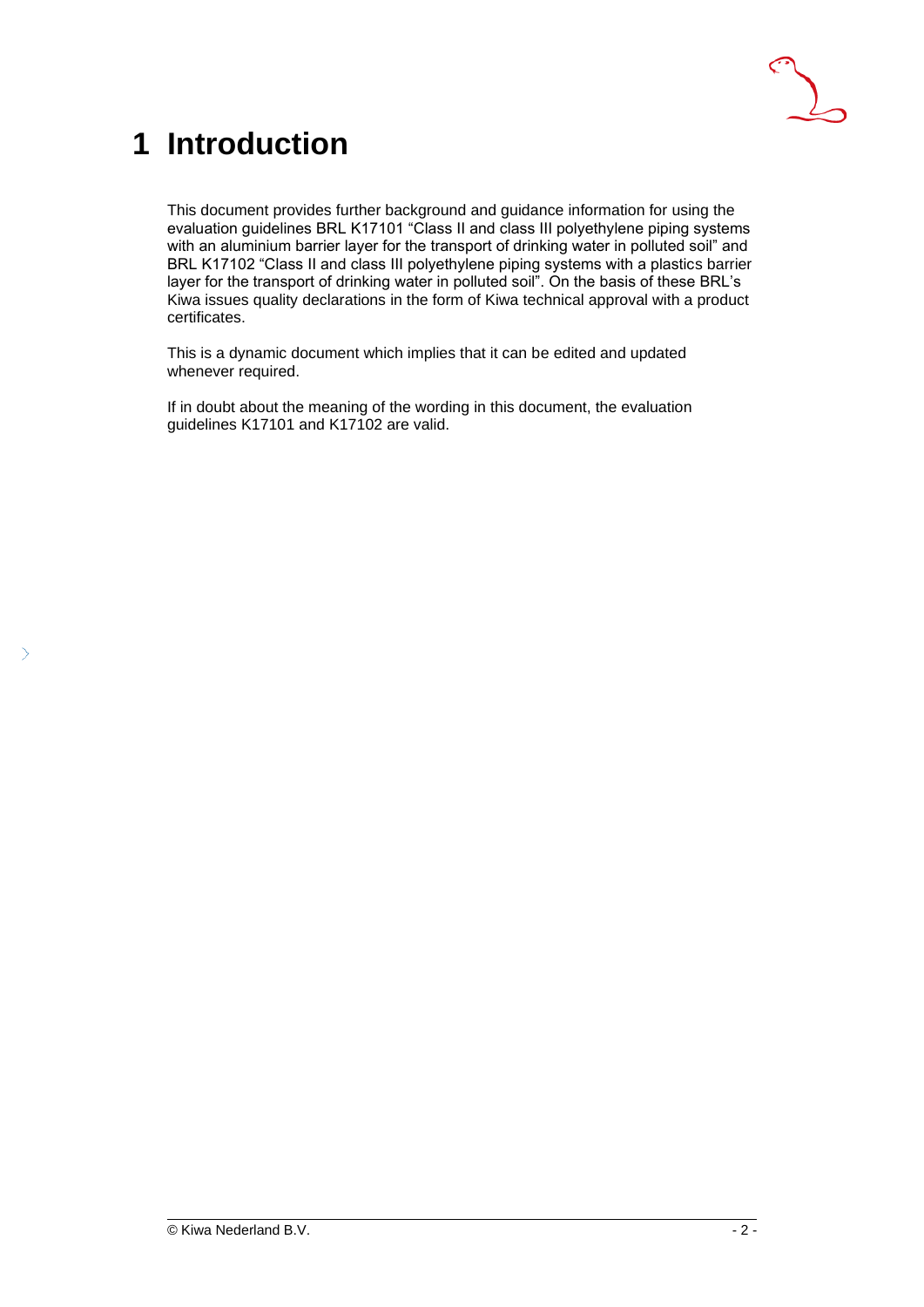# 1 Introduction

This document provides further background and guidance information for using the evaluation guidelines BRL K17101 "Class II and class III polyethylene piping systems with an aluminium barrier layer for the transport of drinking water in polluted soil" and BRL K17102 "Class II and class III polyethylene piping systems with a plastics barrier layer for the transport of drinking water in polluted soil". On the basis of these BRL's Kiwa issues quality declarations in the form of Kiwa technical approval with a product certificates.

This is a dynamic document which implies that it can be edited and updated whenever required.

If in doubt about the meaning of the wording in this document, the evaluation guidelines K17101 and K17102 are valid.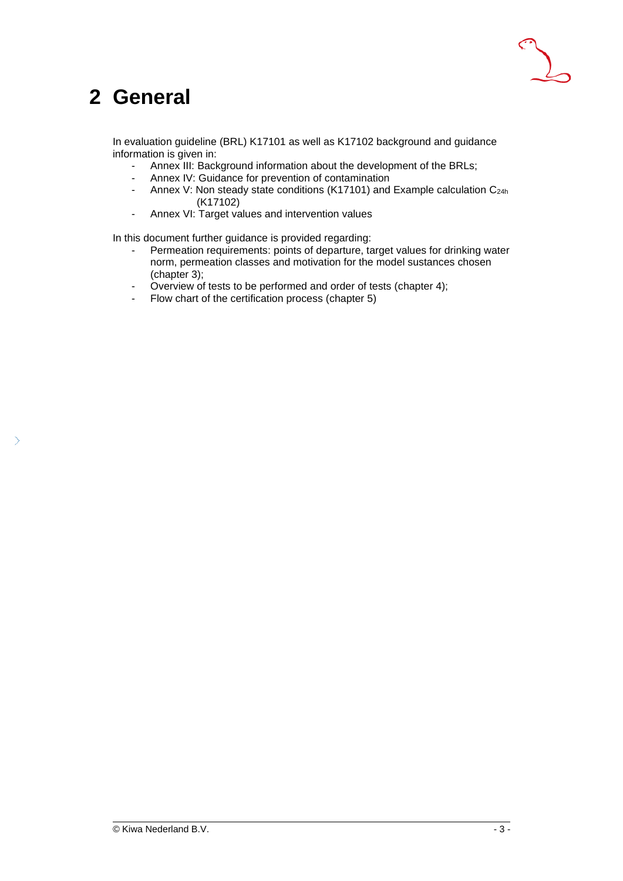# 2 General

In evaluation guideline (BRL) K17101 as well as K17102 background and guidance information is given in:

- Annex III: Background information about the development of the BRLs;
- Annex IV: Guidance for prevention of contamination
- Annex V: Non steady state conditions (K17101) and Example calculation $C_{24h}$ (K17102)
- Annex VI: Target values and intervention values

In this document further guidance is provided regarding:

- Permeation requirements: points of departure, target values for drinking water norm, permeation classes and motivation for the model susstances chosen (chapter 3);
- Overview of tests to be performed and order of tests (chapter 4);
- Flow chart of the certification process (chapter 5)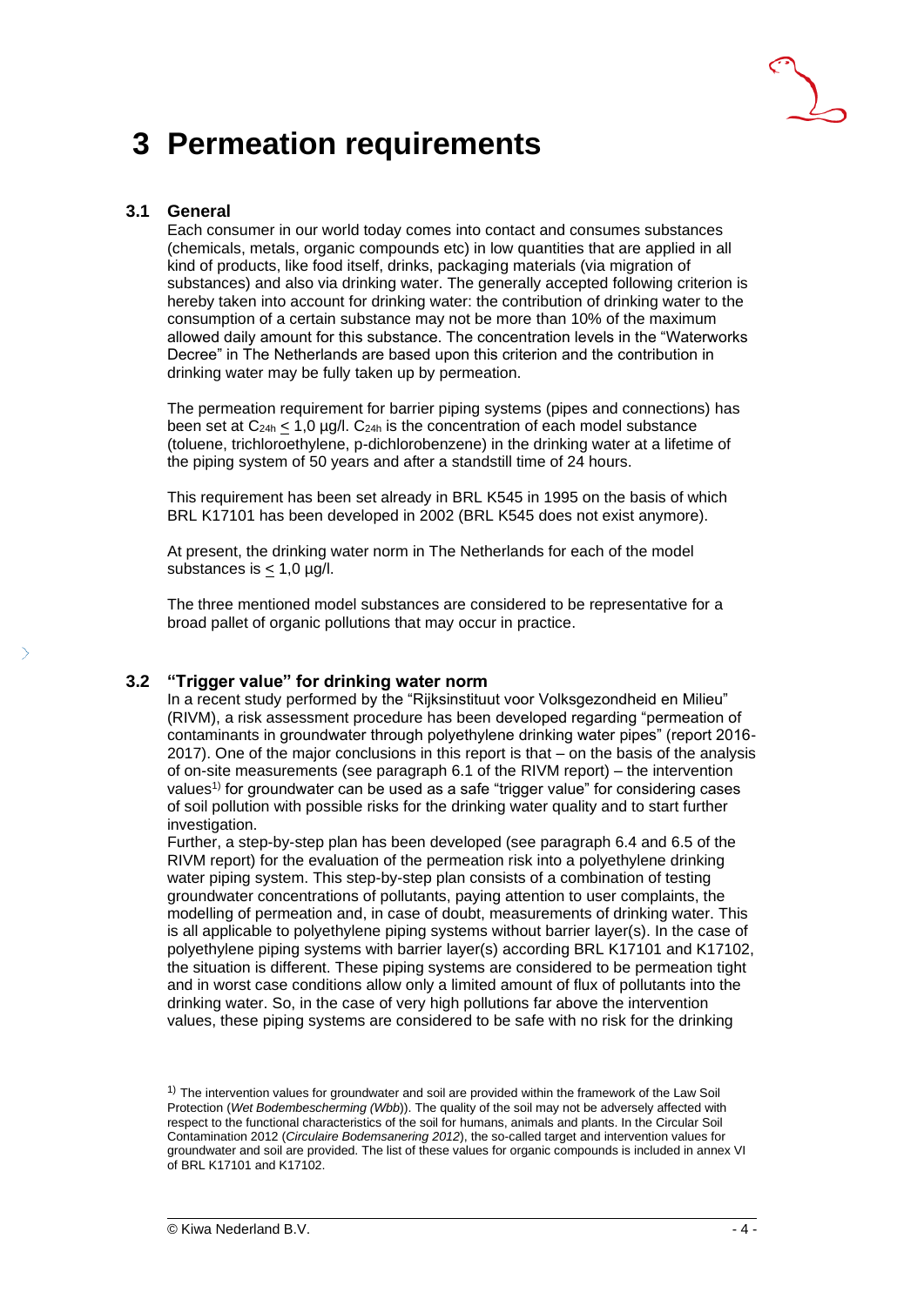# 3 Permeation requirements

## 3.1 General

Each consumer in our world today comes into contact and consumes substances (chemicals, metals, organic compounds etc) in low quantities that are applied in all kind of products, like food itself, drinks, packaging materials (via migration of substances) and also via drinking water. The generally accepted following criterion is hereby taken into account for drinking water: the contribution of drinking water to the consumption of a certain substance may not be more than 10% of the maximum allowed daily amount for this substance. The concentration levels in the "Waterworks Decree" in The Netherlands are based upon this criterion and the contribution in drinking water may be fully taken up by permeation.

The permeation requirement for barrier piping systems (pipes and connections) has been set at $C_{24h} \leq 1{,}0$ µg/l. $C_{24h}$ is the concentration of each model substance (toluene, trichloroethylene, p-dichlorobenzene) in the drinking water at a lifetime of the piping system of 50 years and after a standstill time of 24 hours.

This requirement has been set already in BRL K545 in 1995 on the basis of which BRL K17101 has been developed in 2002 (BRL K545 does not exist anymore).

At present, the drinking water norm in The Netherlands for each of the model substances is $\leq 1{,}0$ µg/l.

The three mentioned model substances are considered to be representative for a broad pallet of organic pollutions that may occur in practice.

## 3.2 "Trigger value" for drinking water norm

In a recent study performed by the "Rijksinstituut voor Volksgezondheid en Milieu" (RIVM), a risk assessment procedure has been developed regarding "permeation of contaminants in groundwater through polyethylene drinking water pipes" (report 2016-2017). One of the major conclusions in this report is that – on the basis of the analysis of on-site measurements (see paragraph 6.1 of the RIVM report) – the intervention values[1)] for groundwater can be used as a safe "trigger value" for considering cases of soil pollution with possible risks for the drinking water quality and to start further investigation.

Further, a step-by-step plan has been developed (see paragraph 6.4 and 6.5 of the RIVM report) for the evaluation of the permeation risk into a polyethylene drinking water piping system. This step-by-step plan consists of a combination of testing groundwater concentrations of pollutants, paying attention to user complaints, the modelling of permeation and, in case of doubt, measurements of drinking water. This is all applicable to polyethylene piping systems without barrier layer(s). In the case of polyethylene piping systems with barrier layer(s) according BRL K17101 and K17102, the situation is different. These piping systems are considered to be permeation tight and in worst case conditions allow only a limited amount of flux of pollutants into the drinking water. So, in the case of very high pollutions far above the intervention values, these piping systems are considered to be safe with no risk for the drinking

[1)] The intervention values for groundwater and soil are provided within the framework of the Law Soil Protection (*Wet Bodembescherming (Wbb)*). The quality of the soil may not be adversely affected with respect to the functional characteristics of the soil for humans, animals and plants. In the Circular Soil Contamination 2012 (*Circulaire Bodemsanering 2012*), the so-called target and intervention values for groundwater and soil are provided. The list of these values for organic compounds is included in annex VI of BRL K17101 and K17102.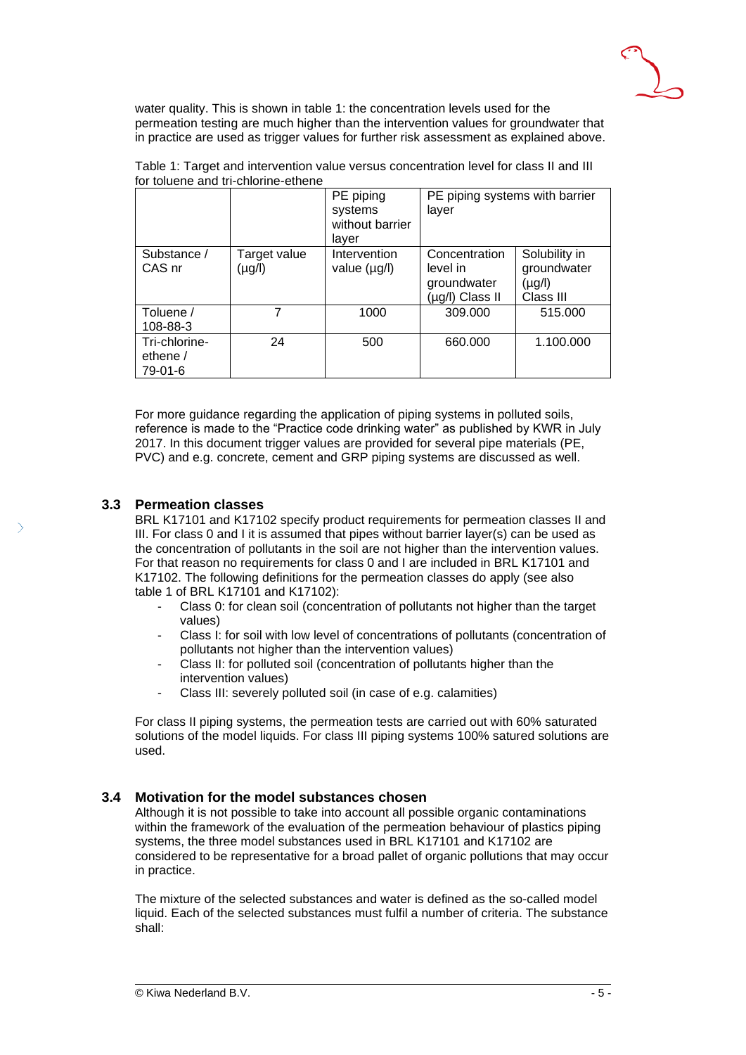water quality. This is shown in table 1: the concentration levels used for the permeation testing are much higher than the intervention values for groundwater that in practice are used as trigger values for further risk assessment as explained above.

Table 1: Target and intervention value versus concentration level for class II and III for toluene and tri-chlorine-ethene

| | | PE piping systems without barrier layer | PE piping systems with barrier layer | |
|---|---|---|---|---|
| Substance / CAS nr | Target value (µg/l) | Intervention value (µg/l) | Concentration level in groundwater (µg/l) Class II | Solubility in groundwater (µg/l) Class III |
| Toluene / 108-88-3 | 7 | 1000 | 309.000 | 515.000 |
| Tri-chlorine-ethene / 79-01-6 | 24 | 500 | 660.000 | 1.100.000 |

For more guidance regarding the application of piping systems in polluted soils, reference is made to the "Practice code drinking water" as published by KWR in July 2017. In this document trigger values are provided for several pipe materials (PE, PVC) and e.g. concrete, cement and GRP piping systems are discussed as well.

## 3.3 Permeation classes

BRL K17101 and K17102 specify product requirements for permeation classes II and III. For class 0 and I it is assumed that pipes without barrier layer(s) can be used as the concentration of pollutants in the soil are not higher than the intervention values. For that reason no requirements for class 0 and I are included in BRL K17101 and K17102. The following definitions for the permeation classes do apply (see also table 1 of BRL K17101 and K17102):

- Class 0: for clean soil (concentration of pollutants not higher than the target values)
- Class I: for soil with low level of concentrations of pollutants (concentration of pollutants not higher than the intervention values)
- Class II: for polluted soil (concentration of pollutants higher than the intervention values)
- Class III: severely polluted soil (in case of e.g. calamities)

For class II piping systems, the permeation tests are carried out with 60% saturated solutions of the model liquids. For class III piping systems 100% satured solutions are used.

## 3.4 Motivation for the model substances chosen

Although it is not possible to take into account all possible organic contaminations within the framework of the evaluation of the permeation behaviour of plastics piping systems, the three model substances used in BRL K17101 and K17102 are considered to be representative for a broad pallet of organic pollutions that may occur in practice.

The mixture of the selected substances and water is defined as the so-called model liquid. Each of the selected substances must fulfil a number of criteria. The substance shall: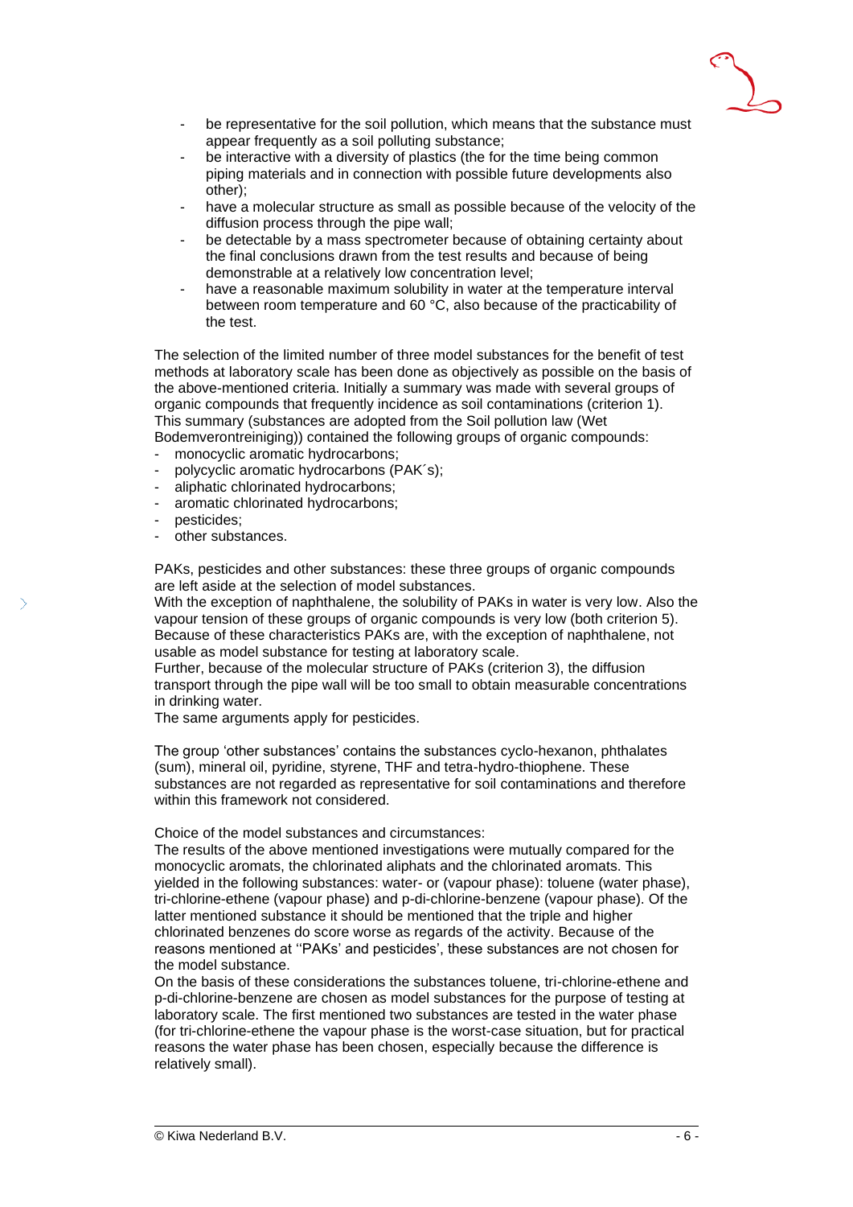- be representative for the soil pollution, which means that the substance must appear frequently as a soil polluting substance;
- be interactive with a diversity of plastics (the for the time being common piping materials and in connection with possible future developments also other);
- have a molecular structure as small as possible because of the velocity of the diffusion process through the pipe wall;
- be detectable by a mass spectrometer because of obtaining certainty about the final conclusions drawn from the test results and because of being demonstrable at a relatively low concentration level;
- have a reasonable maximum solubility in water at the temperature interval between room temperature and 60 °C, also because of the practicability of the test.

The selection of the limited number of three model substances for the benefit of test methods at laboratory scale has been done as objectively as possible on the basis of the above-mentioned criteria. Initially a summary was made with several groups of organic compounds that frequently incidence as soil contaminations (criterion 1). This summary (substances are adopted from the Soil pollution law (Wet Bodemverontreiniging)) contained the following groups of organic compounds:

- monocyclic aromatic hydrocarbons;
- polycyclic aromatic hydrocarbons (PAK´s);
- aliphatic chlorinated hydrocarbons;
- aromatic chlorinated hydrocarbons;
- pesticides;
- other substances.

PAKs, pesticides and other substances: these three groups of organic compounds are left aside at the selection of model substances.
With the exception of naphthalene, the solubility of PAKs in water is very low. Also the vapour tension of these groups of organic compounds is very low (both criterion 5). Because of these characteristics PAKs are, with the exception of naphthalene, not usable as model substance for testing at laboratory scale.
Further, because of the molecular structure of PAKs (criterion 3), the diffusion transport through the pipe wall will be too small to obtain measurable concentrations in drinking water.
The same arguments apply for pesticides.

The group 'other substances' contains the substances cyclo-hexanon, phthalates (sum), mineral oil, pyridine, styrene, THF and tetra-hydro-thiophene. These substances are not regarded as representative for soil contaminations and therefore within this framework not considered.

Choice of the model substances and circumstances:
The results of the above mentioned investigations were mutually compared for the monocyclic aromats, the chlorinated aliphats and the chlorinated aromats. This yielded in the following substances: water- or (vapour phase): toluene (water phase), tri-chlorine-ethene (vapour phase) and p-di-chlorine-benzene (vapour phase). Of the latter mentioned substance it should be mentioned that the triple and higher chlorinated benzenes do score worse as regards of the activity. Because of the reasons mentioned at ''PAKs' and pesticides', these substances are not chosen for the model substance.
On the basis of these considerations the substances toluene, tri-chlorine-ethene and p-di-chlorine-benzene are chosen as model substances for the purpose of testing at laboratory scale. The first mentioned two substances are tested in the water phase (for tri-chlorine-ethene the vapour phase is the worst-case situation, but for practical reasons the water phase has been chosen, especially because the difference is relatively small).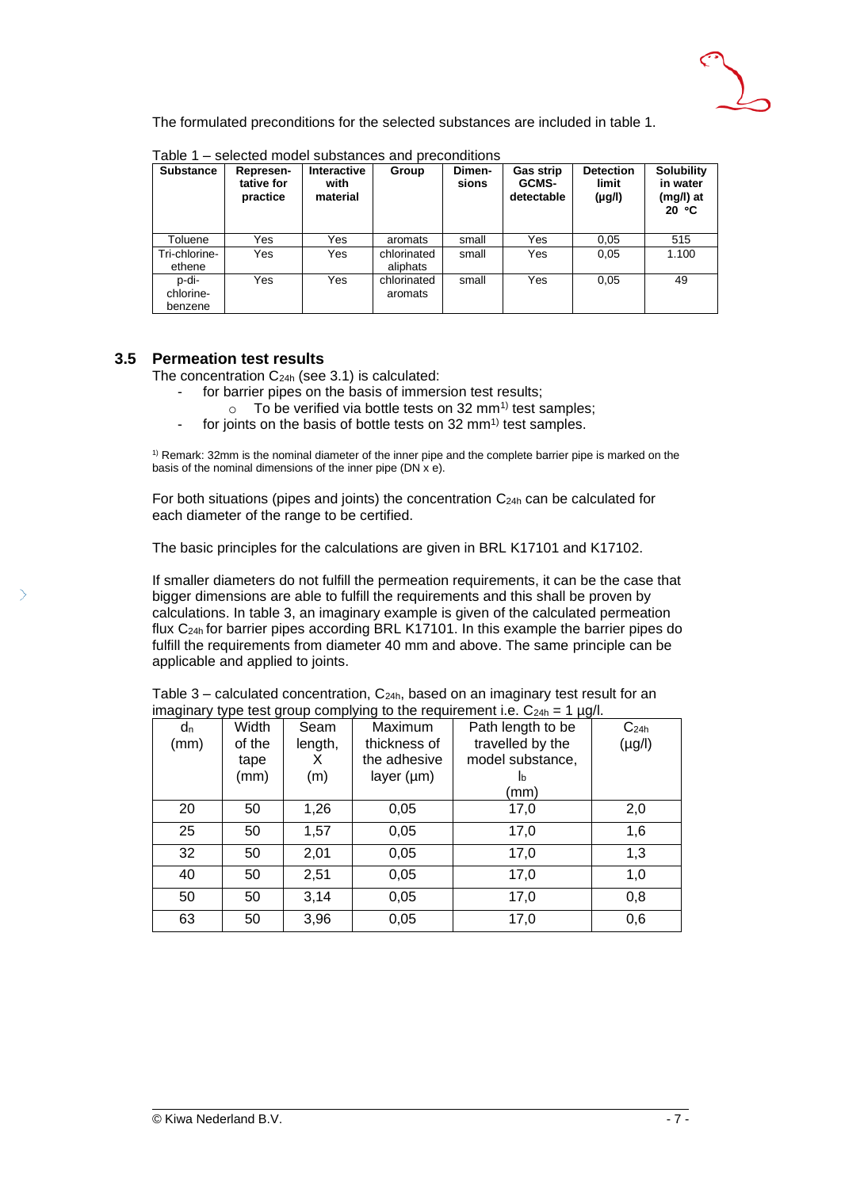The formulated preconditions for the selected substances are included in table 1.

Table 1 – selected model substances and preconditions

| **Substance** | **Represen-tative for practice** | **Interactive with material** | **Group** | **Dimen-sions** | **Gas strip GCMS-detectable** | **Detection limit (µg/l)** | **Solubility in water (mg/l) at 20 °C** |
|---|---|---|---|---|---|---|---|
| Toluene | Yes | Yes | aromats | small | Yes | 0,05 | 515 |
| Tri-chlorine-ethene | Yes | Yes | chlorinated aliphats | small | Yes | 0,05 | 1.100 |
| p-di-chlorine-benzene | Yes | Yes | chlorinated aromats | small | Yes | 0,05 | 49 |

### 3.5 Permeation test results

The concentration $C_{24h}$ (see 3.1) is calculated:

- for barrier pipes on the basis of immersion test results;
  - To be verified via bottle tests on 32 mm[1)] test samples;
- for joints on the basis of bottle tests on 32 mm[1)] test samples.

[1)] Remark: 32mm is the nominal diameter of the inner pipe and the complete barrier pipe is marked on the basis of the nominal dimensions of the inner pipe (DN x e).

For both situations (pipes and joints) the concentration $C_{24h}$ can be calculated for each diameter of the range to be certified.

The basic principles for the calculations are given in BRL K17101 and K17102.

If smaller diameters do not fulfill the permeation requirements, it can be the case that bigger dimensions are able to fulfill the requirements and this shall be proven by calculations. In table 3, an imaginary example is given of the calculated permeation flux $C_{24h}$ for barrier pipes according BRL K17101. In this example the barrier pipes do fulfill the requirements from diameter 40 mm and above. The same principle can be applicable and applied to joints.

Table 3 – calculated concentration, $C_{24h}$, based on an imaginary test result for an imaginary type test group complying to the requirement i.e. $C_{24h}$ = 1 µg/l.

| $d_n$ (mm) | Width of the tape (mm) | Seam length, X (m) | Maximum thickness of the adhesive layer (µm) | Path length to be travelled by the model substance, $l_b$ (mm) | $C_{24h}$ (µg/l) |
|---|---|---|---|---|---|
| 20 | 50 | 1,26 | 0,05 | 17,0 | 2,0 |
| 25 | 50 | 1,57 | 0,05 | 17,0 | 1,6 |
| 32 | 50 | 2,01 | 0,05 | 17,0 | 1,3 |
| 40 | 50 | 2,51 | 0,05 | 17,0 | 1,0 |
| 50 | 50 | 3,14 | 0,05 | 17,0 | 0,8 |
| 63 | 50 | 3,96 | 0,05 | 17,0 | 0,6 |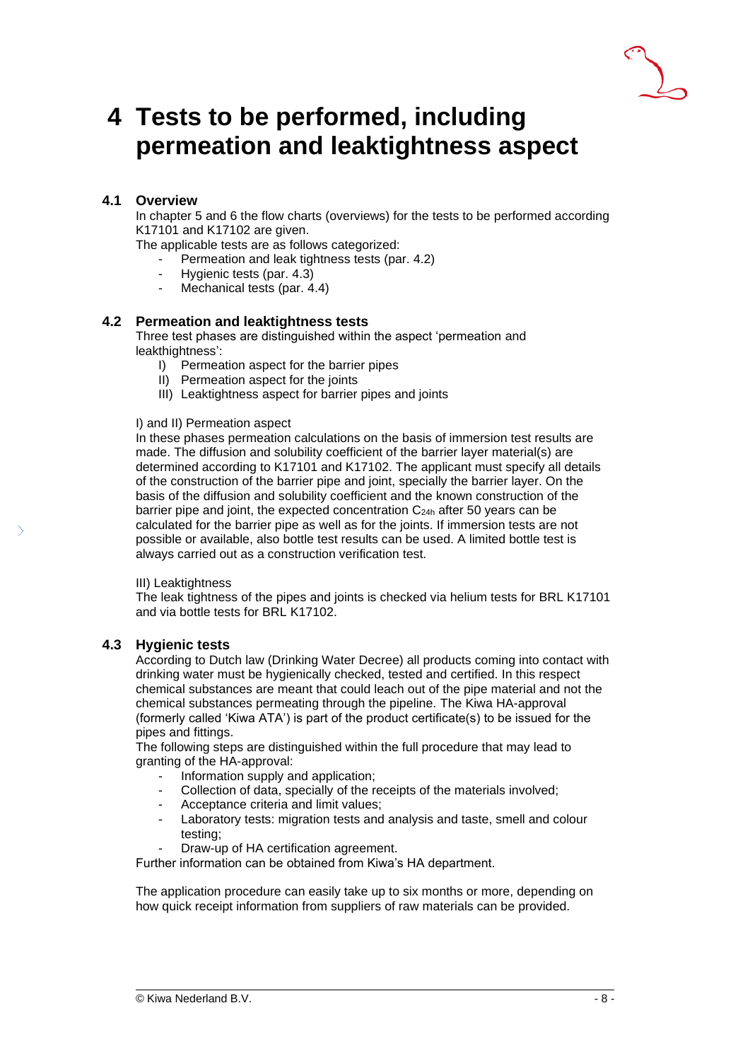# 4 Tests to be performed, including permeation and leaktightness aspect

## 4.1 Overview

In chapter 5 and 6 the flow charts (overviews) for the tests to be performed according K17101 and K17102 are given.
The applicable tests are as follows categorized:

- Permeation and leak tightness tests (par. 4.2)
- Hygienic tests (par. 4.3)
- Mechanical tests (par. 4.4)

## 4.2 Permeation and leaktightness tests

Three test phases are distinguished within the aspect 'permeation and leakthightness':

I) Permeation aspect for the barrier pipes
II) Permeation aspect for the joints
III) Leaktightness aspect for barrier pipes and joints

I) and II) Permeation aspect
In these phases permeation calculations on the basis of immersion test results are made. The diffusion and solubility coefficient of the barrier layer material(s) are determined according to K17101 and K17102. The applicant must specify all details of the construction of the barrier pipe and joint, specially the barrier layer. On the basis of the diffusion and solubility coefficient and the known construction of the barrier pipe and joint, the expected concentration $C_{24h}$ after 50 years can be calculated for the barrier pipe as well as for the joints. If immersion tests are not possible or available, also bottle test results can be used. A limited bottle test is always carried out as a construction verification test.

III) Leaktightness
The leak tightness of the pipes and joints is checked via helium tests for BRL K17101 and via bottle tests for BRL K17102.

## 4.3 Hygienic tests

According to Dutch law (Drinking Water Decree) all products coming into contact with drinking water must be hygienically checked, tested and certified. In this respect chemical substances are meant that could leach out of the pipe material and not the chemical substances permeating through the pipeline. The Kiwa HA-approval (formerly called 'Kiwa ATA') is part of the product certificate(s) to be issued for the pipes and fittings.
The following steps are distinguished within the full procedure that may lead to granting of the HA-approval:

- Information supply and application;
- Collection of data, specially of the receipts of the materials involved;
- Acceptance criteria and limit values;
- Laboratory tests: migration tests and analysis and taste, smell and colour testing;
- Draw-up of HA certification agreement.

Further information can be obtained from Kiwa's HA department.

The application procedure can easily take up to six months or more, depending on how quick receipt information from suppliers of raw materials can be provided.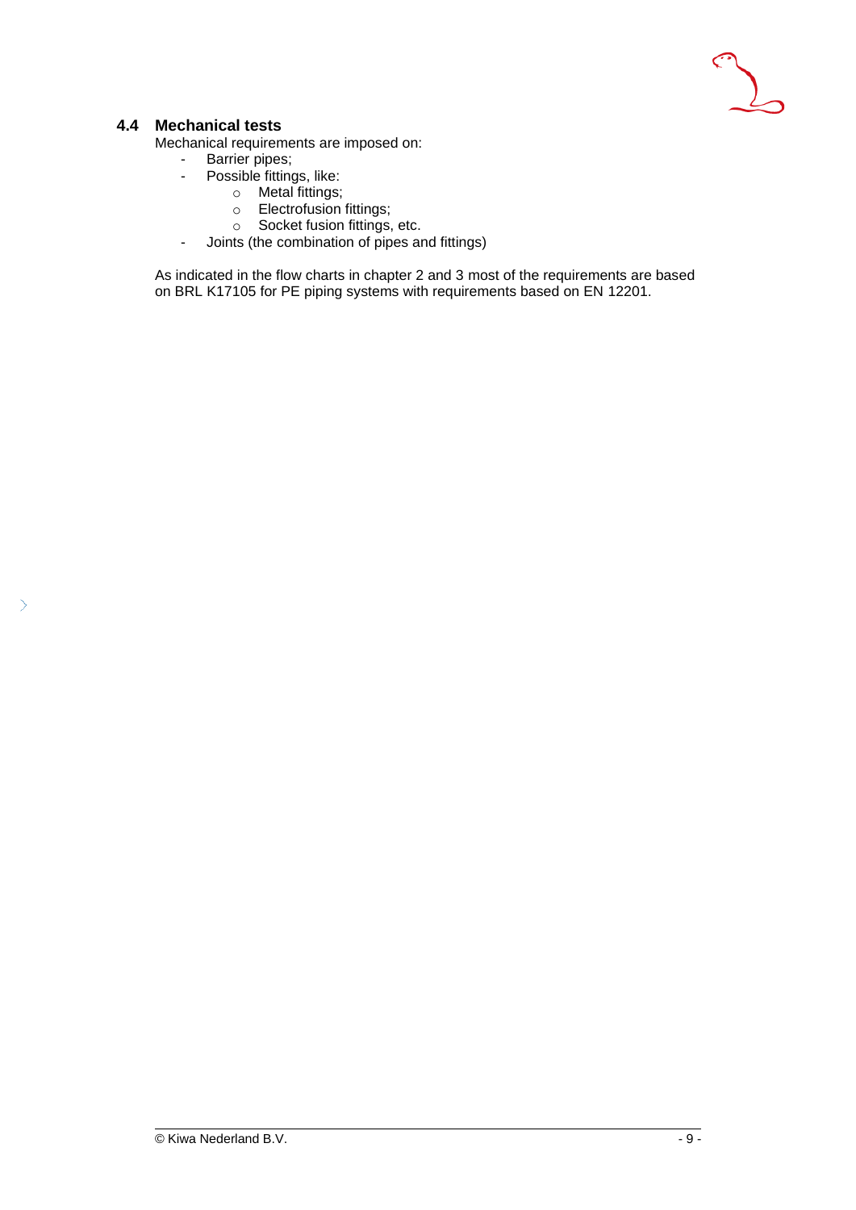## 4.4 Mechanical tests

Mechanical requirements are imposed on:

- Barrier pipes;
- Possible fittings, like:
    - Metal fittings;
    - Electrofusion fittings;
    - Socket fusion fittings, etc.
- Joints (the combination of pipes and fittings)

As indicated in the flow charts in chapter 2 and 3 most of the requirements are based on BRL K17105 for PE piping systems with requirements based on EN 12201.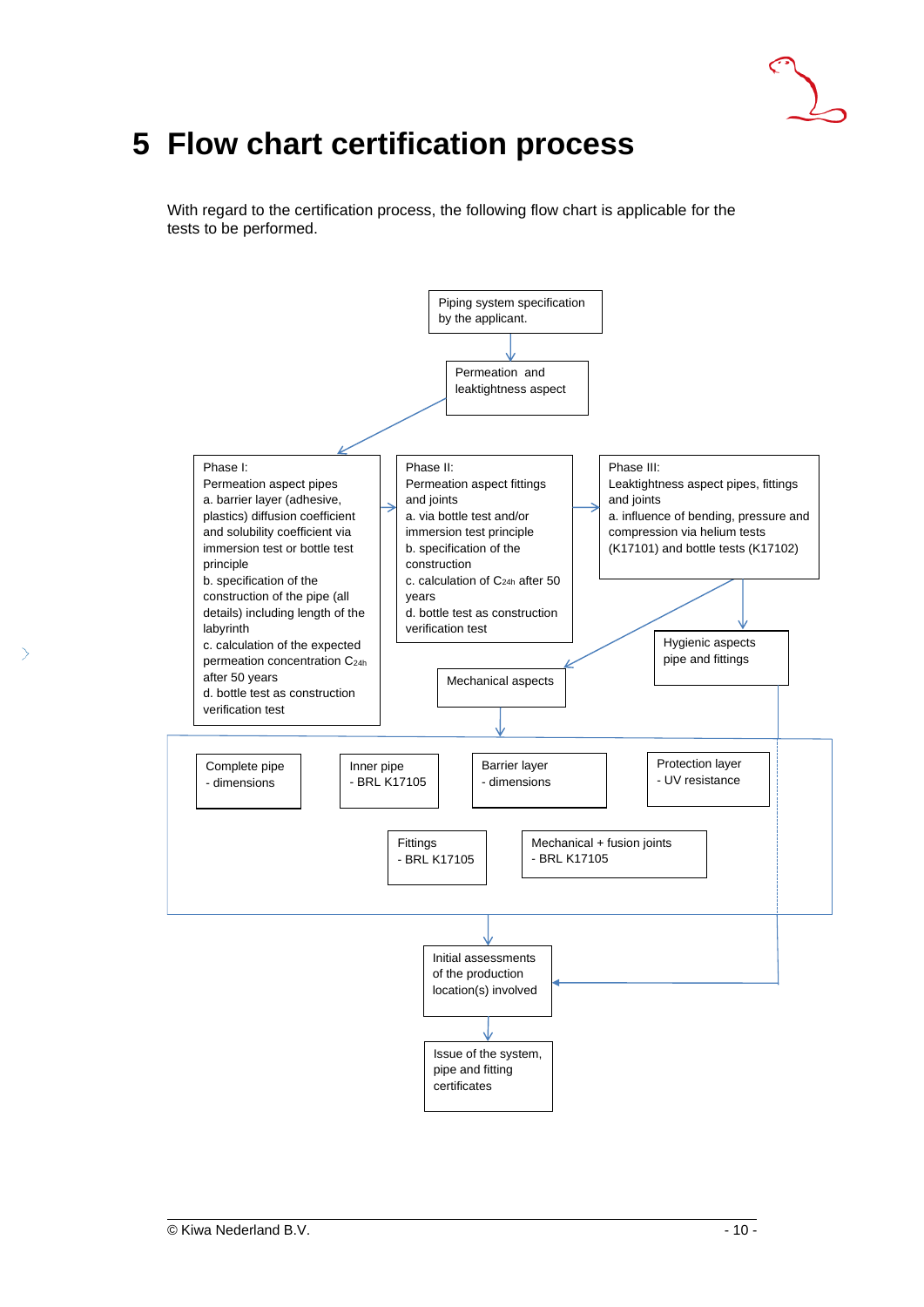# 5 Flow chart certification process

With regard to the certification process, the following flow chart is applicable for the tests to be performed.

Piping system specification by the applicant.

Permeation and leaktightness aspect

Phase I:
Permeation aspect pipes
a. barrier layer (adhesive, plastics) diffusion coefficient and solubility coefficient via immersion test or bottle test principle
b. specification of the construction of the pipe (all details) including length of the labyrinth
c. calculation of the expected permeation concentration $C_{24h}$ after 50 years
d. bottle test as construction verification test

Phase II:
Permeation aspect fittings and joints
a. via bottle test and/or immersion test principle
b. specification of the construction
c. calculation of $C_{24h}$ after 50 years
d. bottle test as construction verification test

Phase III:
Leaktightness aspect pipes, fittings and joints
a. influence of bending, pressure and compression via helium tests (K17101) and bottle tests (K17102)

Hygienic aspects pipe and fittings

Mechanical aspects

Complete pipe
- dimensions

Inner pipe
- BRL K17105

Barrier layer
- dimensions

Protection layer
- UV resistance

Fittings
- BRL K17105

Mechanical + fusion joints
- BRL K17105

Initial assessments of the production location(s) involved

Issue of the system, pipe and fitting certificates